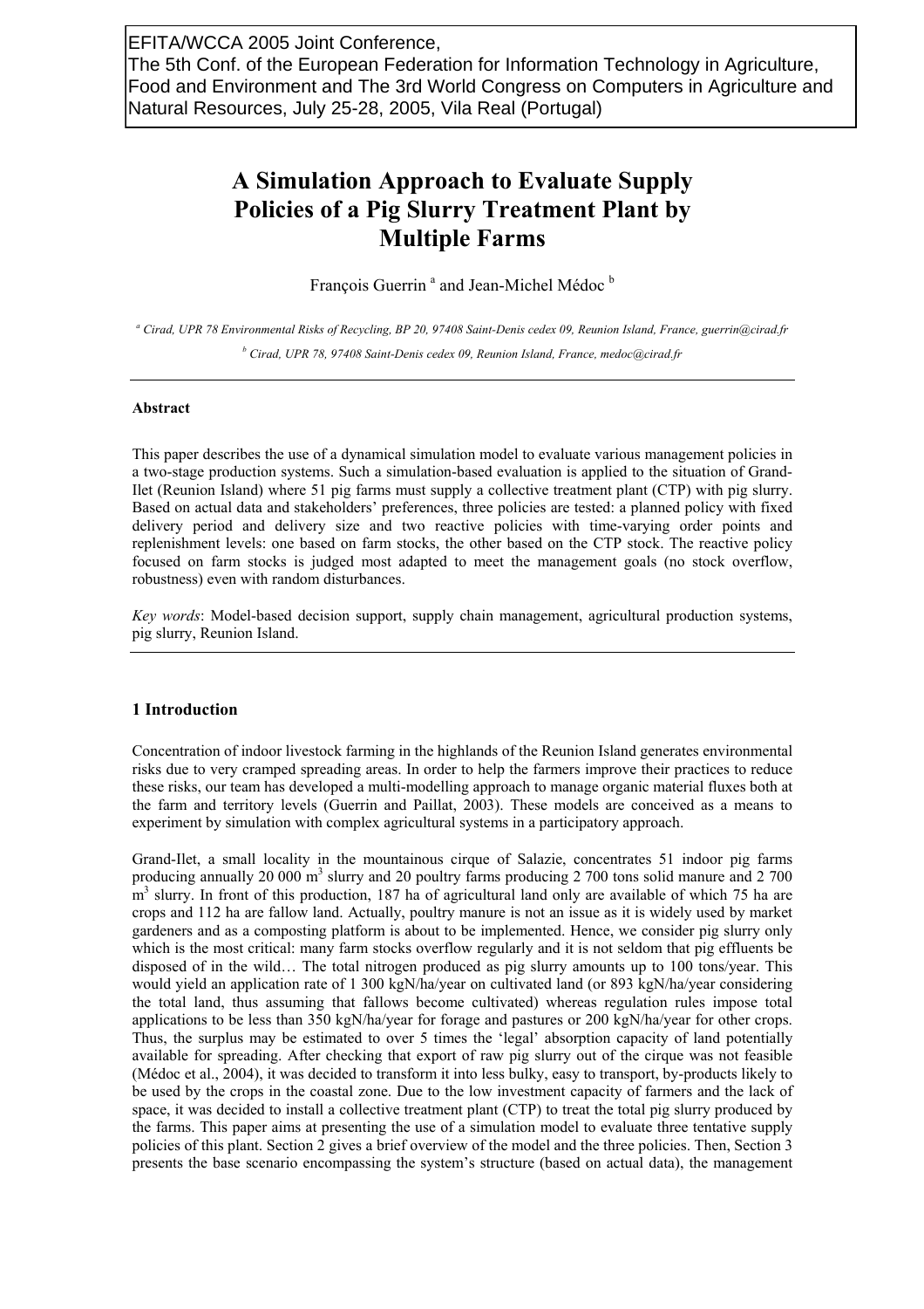EFITA/WCCA 2005 Joint Conference,
The 5th Conf. of the European Federation for Information Technology in Agriculture, Food and Environment and The 3rd World Congress on Computers in Agriculture and Natural Resources, July 25-28, 2005, Vila Real (Portugal)

# A Simulation Approach to Evaluate Supply Policies of a Pig Slurry Treatment Plant by Multiple Farms

François Guerrin [a] and Jean-Michel Médoc [b]

[a] Cirad, UPR 78 Environmental Risks of Recycling, BP 20, 97408 Saint-Denis cedex 09, Reunion Island, France, guerrin@cirad.fr

[b] Cirad, UPR 78, 97408 Saint-Denis cedex 09, Reunion Island, France, medoc@cirad.fr

---

**Abstract**

This paper describes the use of a dynamical simulation model to evaluate various management policies in a two-stage production systems. Such a simulation-based evaluation is applied to the situation of Grand-Ilet (Reunion Island) where 51 pig farms must supply a collective treatment plant (CTP) with pig slurry. Based on actual data and stakeholders' preferences, three policies are tested: a planned policy with fixed delivery period and delivery size and two reactive policies with time-varying order points and replenishment levels: one based on farm stocks, the other based on the CTP stock. The reactive policy focused on farm stocks is judged most adapted to meet the management goals (no stock overflow, robustness) even with random disturbances.

*Key words*: Model-based decision support, supply chain management, agricultural production systems, pig slurry, Reunion Island.

---

## 1 Introduction

Concentration of indoor livestock farming in the highlands of the Reunion Island generates environmental risks due to very cramped spreading areas. In order to help the farmers improve their practices to reduce these risks, our team has developed a multi-modelling approach to manage organic material fluxes both at the farm and territory levels (Guerrin and Paillat, 2003). These models are conceived as a means to experiment by simulation with complex agricultural systems in a participatory approach.

Grand-Ilet, a small locality in the mountainous cirque of Salazie, concentrates 51 indoor pig farms producing annually 20 000 $m^3$ slurry and 20 poultry farms producing 2 700 tons solid manure and 2 700 $m^3$ slurry. In front of this production, 187 ha of agricultural land only are available of which 75 ha are crops and 112 ha are fallow land. Actually, poultry manure is not an issue as it is widely used by market gardeners and as a composting platform is about to be implemented. Hence, we consider pig slurry only which is the most critical: many farm stocks overflow regularly and it is not seldom that pig effluents be disposed of in the wild… The total nitrogen produced as pig slurry amounts up to 100 tons/year. This would yield an application rate of 1 300 kgN/ha/year on cultivated land (or 893 kgN/ha/year considering the total land, thus assuming that fallows become cultivated) whereas regulation rules impose total applications to be less than 350 kgN/ha/year for forage and pastures or 200 kgN/ha/year for other crops. Thus, the surplus may be estimated to over 5 times the 'legal' absorption capacity of land potentially available for spreading. After checking that export of raw pig slurry out of the cirque was not feasible (Médoc et al., 2004), it was decided to transform it into less bulky, easy to transport, by-products likely to be used by the crops in the coastal zone. Due to the low investment capacity of farmers and the lack of space, it was decided to install a collective treatment plant (CTP) to treat the total pig slurry produced by the farms. This paper aims at presenting the use of a simulation model to evaluate three tentative supply policies of this plant. Section 2 gives a brief overview of the model and the three policies. Then, Section 3 presents the base scenario encompassing the system's structure (based on actual data), the management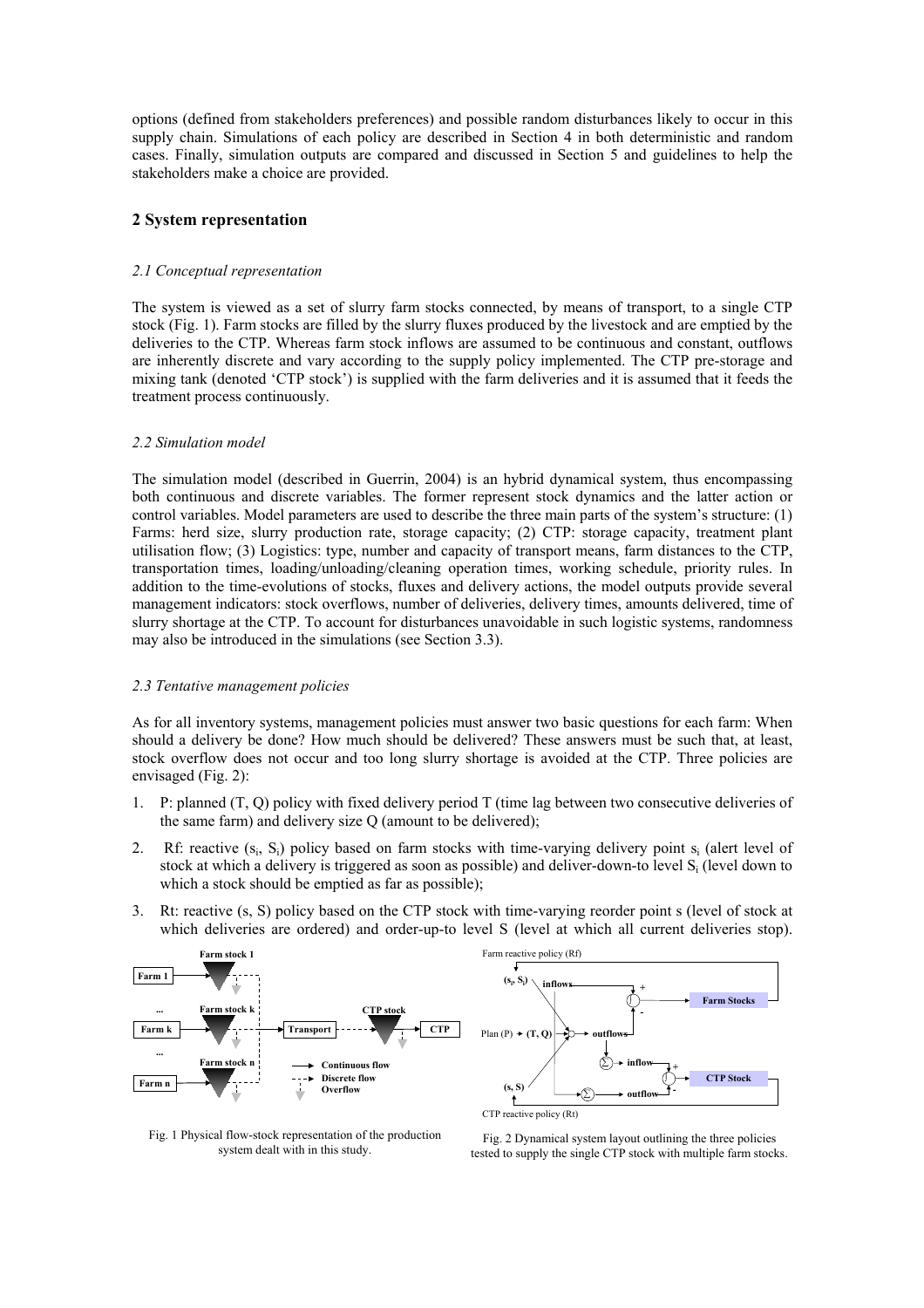options (defined from stakeholders preferences) and possible random disturbances likely to occur in this supply chain. Simulations of each policy are described in Section 4 in both deterministic and random cases. Finally, simulation outputs are compared and discussed in Section 5 and guidelines to help the stakeholders make a choice are provided.

## 2 System representation

### *2.1 Conceptual representation*

The system is viewed as a set of slurry farm stocks connected, by means of transport, to a single CTP stock (Fig. 1). Farm stocks are filled by the slurry fluxes produced by the livestock and are emptied by the deliveries to the CTP. Whereas farm stock inflows are assumed to be continuous and constant, outflows are inherently discrete and vary according to the supply policy implemented. The CTP pre-storage and mixing tank (denoted 'CTP stock') is supplied with the farm deliveries and it is assumed that it feeds the treatment process continuously.

### *2.2 Simulation model*

The simulation model (described in Guerrin, 2004) is an hybrid dynamical system, thus encompassing both continuous and discrete variables. The former represent stock dynamics and the latter action or control variables. Model parameters are used to describe the three main parts of the system's structure: (1) Farms: herd size, slurry production rate, storage capacity; (2) CTP: storage capacity, treatment plant utilisation flow; (3) Logistics: type, number and capacity of transport means, farm distances to the CTP, transportation times, loading/unloading/cleaning operation times, working schedule, priority rules. In addition to the time-evolutions of stocks, fluxes and delivery actions, the model outputs provide several management indicators: stock overflows, number of deliveries, delivery times, amounts delivered, time of slurry shortage at the CTP. To account for disturbances unavoidable in such logistic systems, randomness may also be introduced in the simulations (see Section 3.3).

### *2.3 Tentative management policies*

As for all inventory systems, management policies must answer two basic questions for each farm: When should a delivery be done? How much should be delivered? These answers must be such that, at least, stock overflow does not occur and too long slurry shortage is avoided at the CTP. Three policies are envisaged (Fig. 2):

1. P: planned (T, Q) policy with fixed delivery period T (time lag between two consecutive deliveries of the same farm) and delivery size Q (amount to be delivered);
2. Rf: reactive ($s_i$, $S_i$) policy based on farm stocks with time-varying delivery point $s_i$ (alert level of stock at which a delivery is triggered as soon as possible) and deliver-down-to level $S_i$ (level down to which a stock should be emptied as far as possible);
3. Rt: reactive (s, S) policy based on the CTP stock with time-varying reorder point s (level of stock at which deliveries are ordered) and order-up-to level S (level at which all current deliveries stop).

Fig. 1 Physical flow-stock representation of the production system dealt with in this study.

Fig. 2 Dynamical system layout outlining the three policies tested to supply the single CTP stock with multiple farm stocks.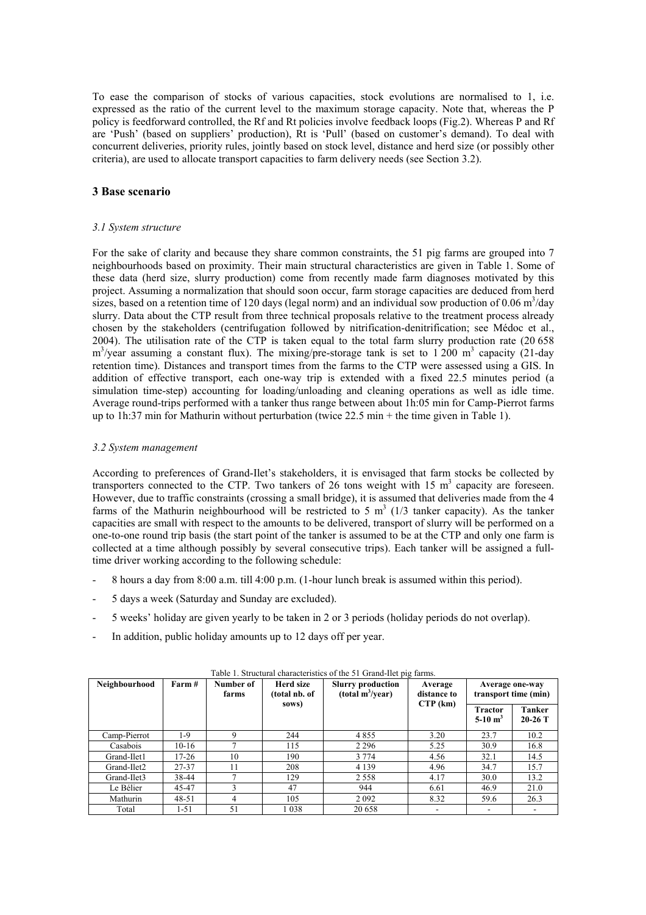To ease the comparison of stocks of various capacities, stock evolutions are normalised to 1, i.e. expressed as the ratio of the current level to the maximum storage capacity. Note that, whereas the P policy is feedforward controlled, the Rf and Rt policies involve feedback loops (Fig.2). Whereas P and Rf are 'Push' (based on suppliers' production), Rt is 'Pull' (based on customer's demand). To deal with concurrent deliveries, priority rules, jointly based on stock level, distance and herd size (or possibly other criteria), are used to allocate transport capacities to farm delivery needs (see Section 3.2).

## 3 Base scenario

### *3.1 System structure*

For the sake of clarity and because they share common constraints, the 51 pig farms are grouped into 7 neighbourhoods based on proximity. Their main structural characteristics are given in Table 1. Some of these data (herd size, slurry production) come from recently made farm diagnoses motivated by this project. Assuming a normalization that should soon occur, farm storage capacities are deduced from herd sizes, based on a retention time of 120 days (legal norm) and an individual sow production of 0.06 $m^3$/day slurry. Data about the CTP result from three technical proposals relative to the treatment process already chosen by the stakeholders (centrifugation followed by nitrification-denitrification; see Médoc et al., 2004). The utilisation rate of the CTP is taken equal to the total farm slurry production rate (20 658 $m^3$/year assuming a constant flux). The mixing/pre-storage tank is set to 1 200 $m^3$ capacity (21-day retention time). Distances and transport times from the farms to the CTP were assessed using a GIS. In addition of effective transport, each one-way trip is extended with a fixed 22.5 minutes period (a simulation time-step) accounting for loading/unloading and cleaning operations as well as idle time. Average round-trips performed with a tanker thus range between about 1h:05 min for Camp-Pierrot farms up to 1h:37 min for Mathurin without perturbation (twice 22.5 min + the time given in Table 1).

### *3.2 System management*

According to preferences of Grand-Ilet's stakeholders, it is envisaged that farm stocks be collected by transporters connected to the CTP. Two tankers of 26 tons weight with 15 $m^3$ capacity are foreseen. However, due to traffic constraints (crossing a small bridge), it is assumed that deliveries made from the 4 farms of the Mathurin neighbourhood will be restricted to 5 $m^3$ (1/3 tanker capacity). As the tanker capacities are small with respect to the amounts to be delivered, transport of slurry will be performed on a one-to-one round trip basis (the start point of the tanker is assumed to be at the CTP and only one farm is collected at a time although possibly by several consecutive trips). Each tanker will be assigned a full-time driver working according to the following schedule:

- 8 hours a day from 8:00 a.m. till 4:00 p.m. (1-hour lunch break is assumed within this period).
- 5 days a week (Saturday and Sunday are excluded).
- 5 weeks' holiday are given yearly to be taken in 2 or 3 periods (holiday periods do not overlap).
- In addition, public holiday amounts up to 12 days off per year.

Table 1. Structural characteristics of the 51 Grand-Ilet pig farms.

| Neighbourhood | Farm # | Number of farms | Herd size (total nb. of sows) | Slurry production (total $m^3$/year) | Average distance to CTP (km) | Average one-way transport time (min) | |
|---|---|---|---|---|---|---|---|
| | | | | | | Tractor 5-10 $m^3$ | Tanker 20-26 T |
| Camp-Pierrot | 1-9 | 9 | 244 | 4 855 | 3.20 | 23.7 | 10.2 |
| Casabois | 10-16 | 7 | 115 | 2 296 | 5.25 | 30.9 | 16.8 |
| Grand-Ilet1 | 17-26 | 10 | 190 | 3 774 | 4.56 | 32.1 | 14.5 |
| Grand-Ilet2 | 27-37 | 11 | 208 | 4 139 | 4.96 | 34.7 | 15.7 |
| Grand-Ilet3 | 38-44 | 7 | 129 | 2 558 | 4.17 | 30.0 | 13.2 |
| Le Bélier | 45-47 | 3 | 47 | 944 | 6.61 | 46.9 | 21.0 |
| Mathurin | 48-51 | 4 | 105 | 2 092 | 8.32 | 59.6 | 26.3 |
| Total | 1-51 | 51 | 1 038 | 20 658 | - | - | - |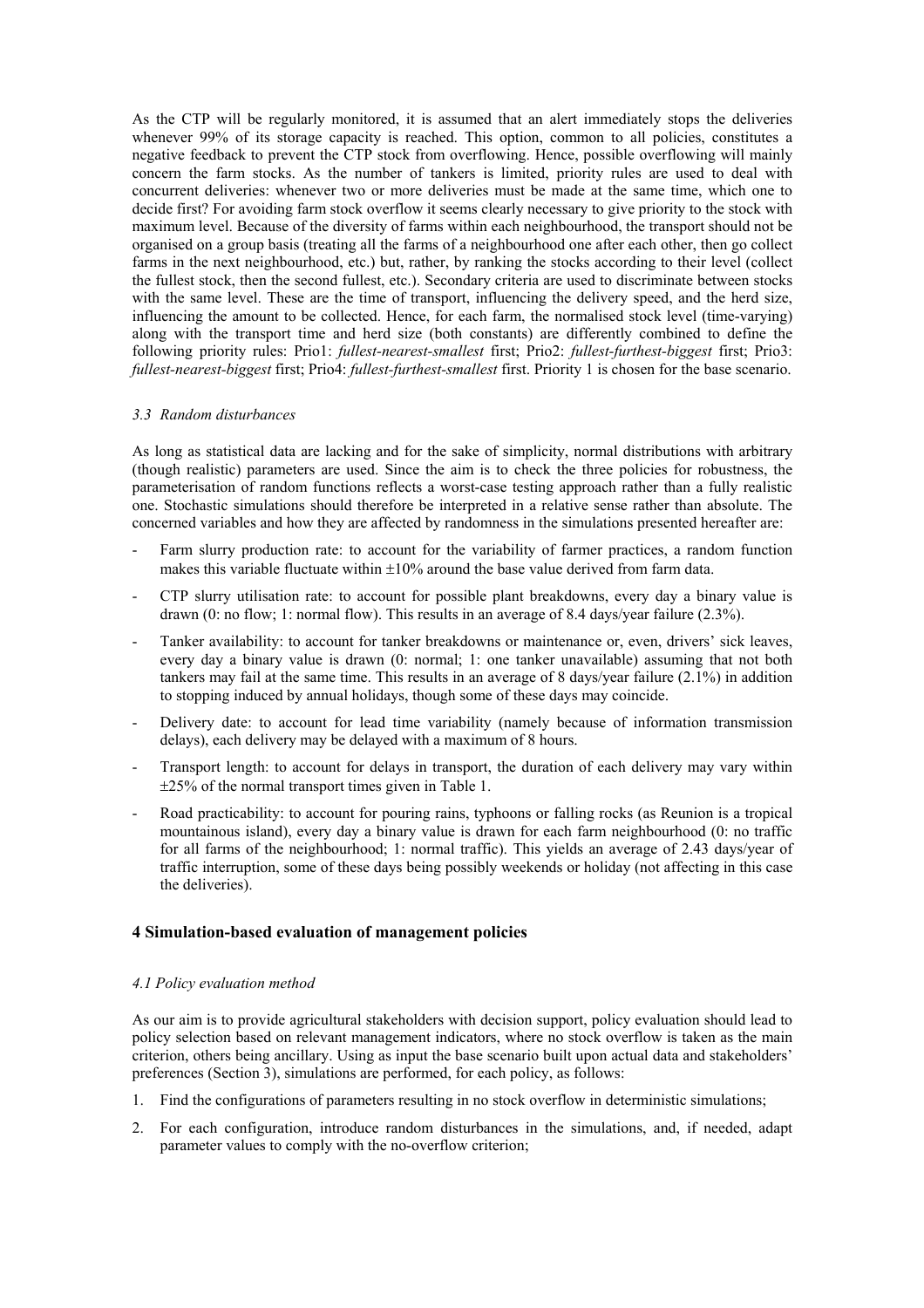As the CTP will be regularly monitored, it is assumed that an alert immediately stops the deliveries whenever 99% of its storage capacity is reached. This option, common to all policies, constitutes a negative feedback to prevent the CTP stock from overflowing. Hence, possible overflowing will mainly concern the farm stocks. As the number of tankers is limited, priority rules are used to deal with concurrent deliveries: whenever two or more deliveries must be made at the same time, which one to decide first? For avoiding farm stock overflow it seems clearly necessary to give priority to the stock with maximum level. Because of the diversity of farms within each neighbourhood, the transport should not be organised on a group basis (treating all the farms of a neighbourhood one after each other, then go collect farms in the next neighbourhood, etc.) but, rather, by ranking the stocks according to their level (collect the fullest stock, then the second fullest, etc.). Secondary criteria are used to discriminate between stocks with the same level. These are the time of transport, influencing the delivery speed, and the herd size, influencing the amount to be collected. Hence, for each farm, the normalised stock level (time-varying) along with the transport time and herd size (both constants) are differently combined to define the following priority rules: Prio1: *fullest-nearest-smallest* first; Prio2: *fullest-furthest-biggest* first; Prio3: *fullest-nearest-biggest* first; Prio4: *fullest-furthest-smallest* first. Priority 1 is chosen for the base scenario.

### *3.3 Random disturbances*

As long as statistical data are lacking and for the sake of simplicity, normal distributions with arbitrary (though realistic) parameters are used. Since the aim is to check the three policies for robustness, the parameterisation of random functions reflects a worst-case testing approach rather than a fully realistic one. Stochastic simulations should therefore be interpreted in a relative sense rather than absolute. The concerned variables and how they are affected by randomness in the simulations presented hereafter are:

- Farm slurry production rate: to account for the variability of farmer practices, a random function makes this variable fluctuate within ±10% around the base value derived from farm data.
- CTP slurry utilisation rate: to account for possible plant breakdowns, every day a binary value is drawn (0: no flow; 1: normal flow). This results in an average of 8.4 days/year failure (2.3%).
- Tanker availability: to account for tanker breakdowns or maintenance or, even, drivers' sick leaves, every day a binary value is drawn (0: normal; 1: one tanker unavailable) assuming that not both tankers may fail at the same time. This results in an average of 8 days/year failure (2.1%) in addition to stopping induced by annual holidays, though some of these days may coincide.
- Delivery date: to account for lead time variability (namely because of information transmission delays), each delivery may be delayed with a maximum of 8 hours.
- Transport length: to account for delays in transport, the duration of each delivery may vary within ±25% of the normal transport times given in Table 1.
- Road practicability: to account for pouring rains, typhoons or falling rocks (as Reunion is a tropical mountainous island), every day a binary value is drawn for each farm neighbourhood (0: no traffic for all farms of the neighbourhood; 1: normal traffic). This yields an average of 2.43 days/year of traffic interruption, some of these days being possibly weekends or holiday (not affecting in this case the deliveries).

## 4 Simulation-based evaluation of management policies

### *4.1 Policy evaluation method*

As our aim is to provide agricultural stakeholders with decision support, policy evaluation should lead to policy selection based on relevant management indicators, where no stock overflow is taken as the main criterion, others being ancillary. Using as input the base scenario built upon actual data and stakeholders' preferences (Section 3), simulations are performed, for each policy, as follows:

1. Find the configurations of parameters resulting in no stock overflow in deterministic simulations;
2. For each configuration, introduce random disturbances in the simulations, and, if needed, adapt parameter values to comply with the no-overflow criterion;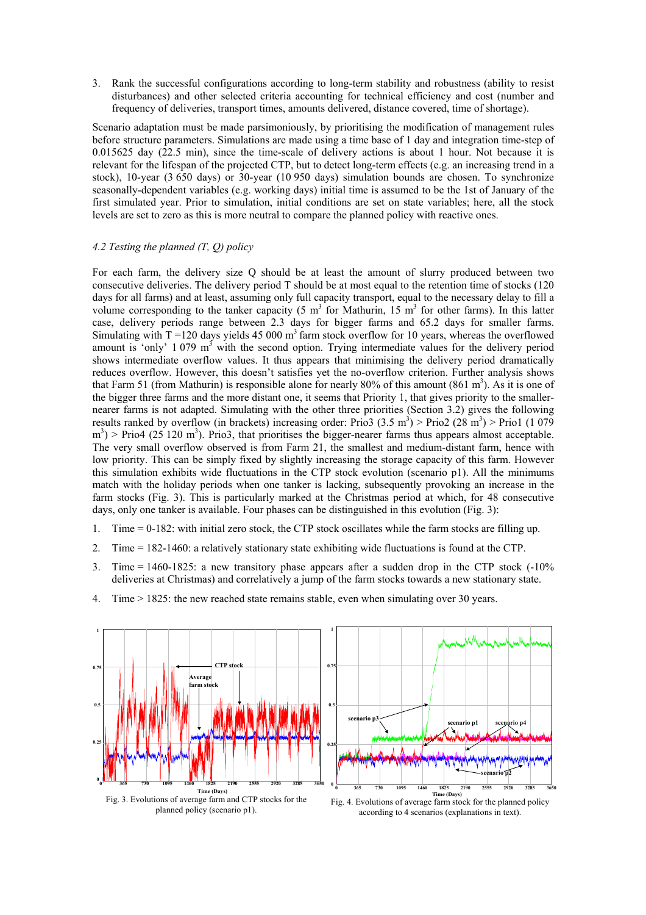3. Rank the successful configurations according to long-term stability and robustness (ability to resist disturbances) and other selected criteria accounting for technical efficiency and cost (number and frequency of deliveries, transport times, amounts delivered, distance covered, time of shortage).

Scenario adaptation must be made parsimoniously, by prioritising the modification of management rules before structure parameters. Simulations are made using a time base of 1 day and integration time-step of 0.015625 day (22.5 min), since the time-scale of delivery actions is about 1 hour. Not because it is relevant for the lifespan of the projected CTP, but to detect long-term effects (e.g. an increasing trend in a stock), 10-year (3 650 days) or 30-year (10 950 days) simulation bounds are chosen. To synchronize seasonally-dependent variables (e.g. working days) initial time is assumed to be the 1st of January of the first simulated year. Prior to simulation, initial conditions are set on state variables; here, all the stock levels are set to zero as this is more neutral to compare the planned policy with reactive ones.

### *4.2 Testing the planned (T, Q) policy*

For each farm, the delivery size Q should be at least the amount of slurry produced between two consecutive deliveries. The delivery period T should be at most equal to the retention time of stocks (120 days for all farms) and at least, assuming only full capacity transport, equal to the necessary delay to fill a volume corresponding to the tanker capacity (5 $m^3$ for Mathurin, 15 $m^3$ for other farms). In this latter case, delivery periods range between 2.3 days for bigger farms and 65.2 days for smaller farms. Simulating with T =120 days yields 45 000 $m^3$ farm stock overflow for 10 years, whereas the overflowed amount is 'only' 1 079 $m^3$ with the second option. Trying intermediate values for the delivery period shows intermediate overflow values. It thus appears that minimising the delivery period dramatically reduces overflow. However, this doesn't satisfies yet the no-overflow criterion. Further analysis shows that Farm 51 (from Mathurin) is responsible alone for nearly 80% of this amount (861 $m^3$). As it is one of the bigger three farms and the more distant one, it seems that Priority 1, that gives priority to the smaller-nearer farms is not adapted. Simulating with the other three priorities (Section 3.2) gives the following results ranked by overflow (in brackets) increasing order: Prio3 (3.5 $m^3$) > Prio2 (28 $m^3$) > Prio1 (1 079 $m^3$) > Prio4 (25 120 $m^3$). Prio3, that prioritises the bigger-nearer farms thus appears almost acceptable. The very small overflow observed is from Farm 21, the smallest and medium-distant farm, hence with low priority. This can be simply fixed by slightly increasing the storage capacity of this farm. However this simulation exhibits wide fluctuations in the CTP stock evolution (scenario p1). All the minimums match with the holiday periods when one tanker is lacking, subsequently provoking an increase in the farm stocks (Fig. 3). This is particularly marked at the Christmas period at which, for 48 consecutive days, only one tanker is available. Four phases can be distinguished in this evolution (Fig. 3):

1. Time = 0-182: with initial zero stock, the CTP stock oscillates while the farm stocks are filling up.
2. Time = 182-1460: a relatively stationary state exhibiting wide fluctuations is found at the CTP.
3. Time = 1460-1825: a new transitory phase appears after a sudden drop in the CTP stock (-10% deliveries at Christmas) and correlatively a jump of the farm stocks towards a new stationary state.
4. Time > 1825: the new reached state remains stable, even when simulating over 30 years.

Fig. 3. Evolutions of average farm and CTP stocks for the planned policy (scenario p1).

Fig. 4. Evolutions of average farm stock for the planned policy according to 4 scenarios (explanations in text).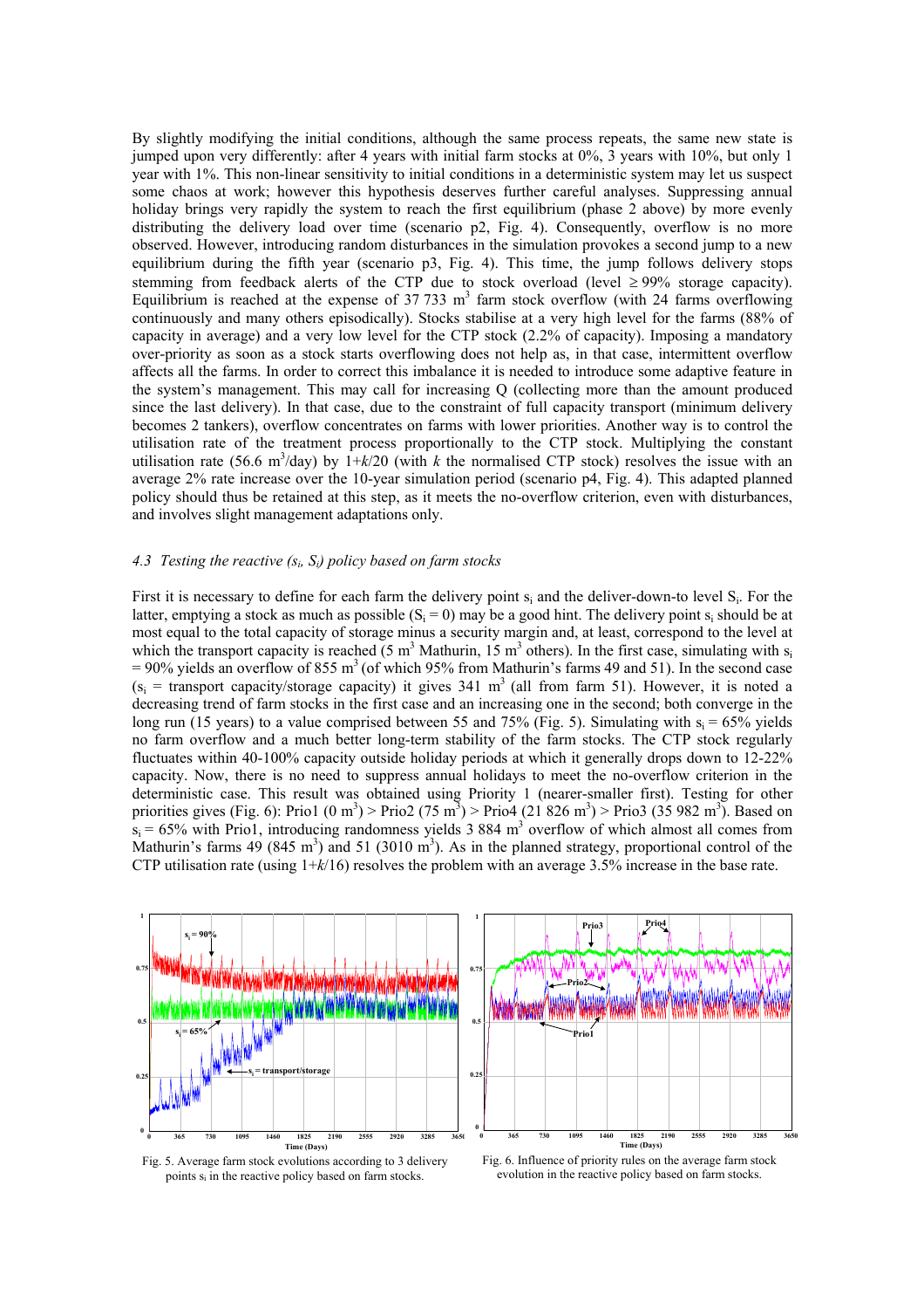By slightly modifying the initial conditions, although the same process repeats, the same new state is jumped upon very differently: after 4 years with initial farm stocks at 0%, 3 years with 10%, but only 1 year with 1%. This non-linear sensitivity to initial conditions in a deterministic system may let us suspect some chaos at work; however this hypothesis deserves further careful analyses. Suppressing annual holiday brings very rapidly the system to reach the first equilibrium (phase 2 above) by more evenly distributing the delivery load over time (scenario p2, Fig. 4). Consequently, overflow is no more observed. However, introducing random disturbances in the simulation provokes a second jump to a new equilibrium during the fifth year (scenario p3, Fig. 4). This time, the jump follows delivery stops stemming from feedback alerts of the CTP due to stock overload (level ≥ 99% storage capacity). Equilibrium is reached at the expense of 37 733 m$^3$ farm stock overflow (with 24 farms overflowing continuously and many others episodically). Stocks stabilise at a very high level for the farms (88% of capacity in average) and a very low level for the CTP stock (2.2% of capacity). Imposing a mandatory over-priority as soon as a stock starts overflowing does not help as, in that case, intermittent overflow affects all the farms. In order to correct this imbalance it is needed to introduce some adaptive feature in the system's management. This may call for increasing Q (collecting more than the amount produced since the last delivery). In that case, due to the constraint of full capacity transport (minimum delivery becomes 2 tankers), overflow concentrates on farms with lower priorities. Another way is to control the utilisation rate of the treatment process proportionally to the CTP stock. Multiplying the constant utilisation rate (56.6 m$^3$/day) by $1+k/20$ (with $k$ the normalised CTP stock) resolves the issue with an average 2% rate increase over the 10-year simulation period (scenario p4, Fig. 4). This adapted planned policy should thus be retained at this step, as it meets the no-overflow criterion, even with disturbances, and involves slight management adaptations only.

### *4.3 Testing the reactive ($s_i$, $S_i$) policy based on farm stocks*

First it is necessary to define for each farm the delivery point $s_i$ and the deliver-down-to level $S_i$. For the latter, emptying a stock as much as possible ($S_i = 0$) may be a good hint. The delivery point $s_i$ should be at most equal to the total capacity of storage minus a security margin and, at least, correspond to the level at which the transport capacity is reached (5 m$^3$ Mathurin, 15 m$^3$ others). In the first case, simulating with $s_i = 90\%$ yields an overflow of 855 m$^3$ (of which 95% from Mathurin's farms 49 and 51). In the second case ($s_i$ = transport capacity/storage capacity) it gives 341 m$^3$ (all from farm 51). However, it is noted a decreasing trend of farm stocks in the first case and an increasing one in the second; both converge in the long run (15 years) to a value comprised between 55 and 75% (Fig. 5). Simulating with $s_i = 65\%$ yields no farm overflow and a much better long-term stability of the farm stocks. The CTP stock regularly fluctuates within 40-100% capacity outside holiday periods at which it generally drops down to 12-22% capacity. Now, there is no need to suppress annual holidays to meet the no-overflow criterion in the deterministic case. This result was obtained using Priority 1 (nearer-smaller first). Testing for other priorities gives (Fig. 6): Prio1 (0 m$^3$) > Prio2 (75 m$^3$) > Prio4 (21 826 m$^3$) > Prio3 (35 982 m$^3$). Based on $s_i = 65\%$ with Prio1, introducing randomness yields 3 884 m$^3$ overflow of which almost all comes from Mathurin's farms 49 (845 m$^3$) and 51 (3010 m$^3$). As in the planned strategy, proportional control of the CTP utilisation rate (using $1+k/16$) resolves the problem with an average 3.5% increase in the base rate.

Fig. 5. Average farm stock evolutions according to 3 delivery points $s_i$ in the reactive policy based on farm stocks.

Fig. 6. Influence of priority rules on the average farm stock evolution in the reactive policy based on farm stocks.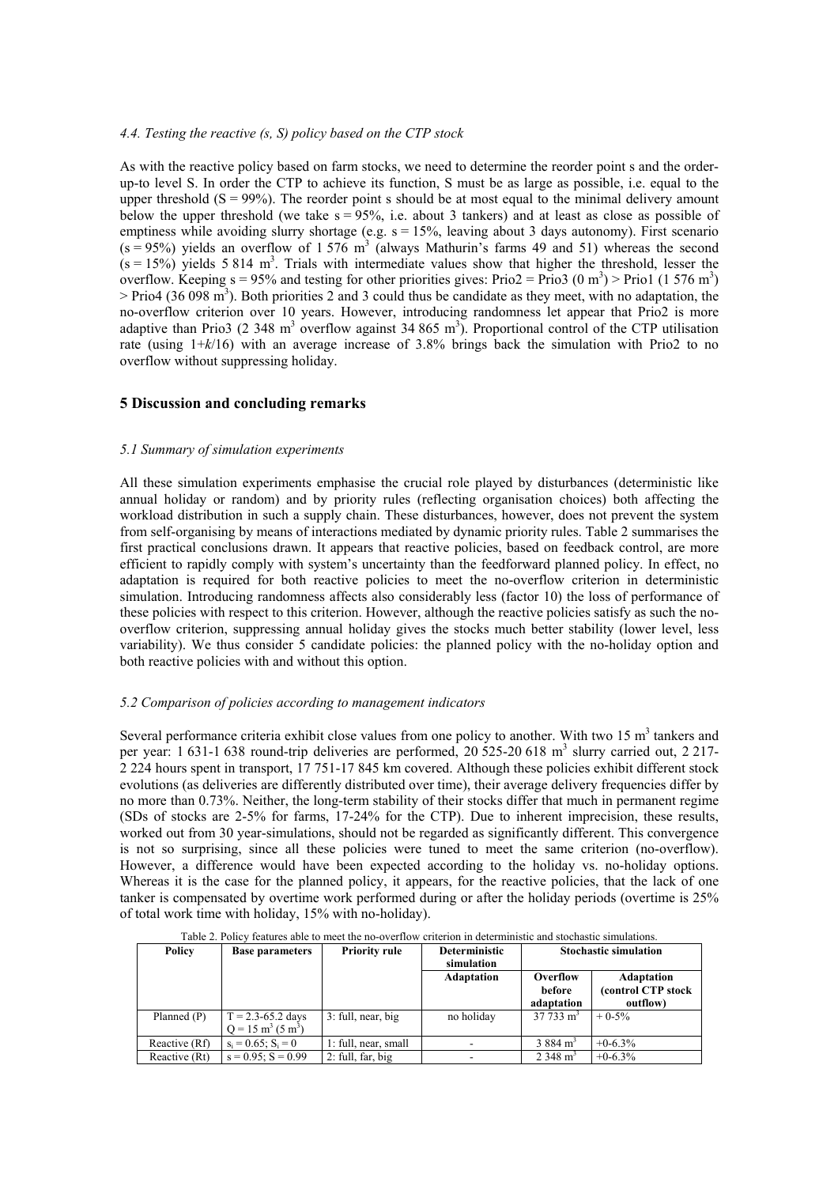### *4.4. Testing the reactive (s, S) policy based on the CTP stock*

As with the reactive policy based on farm stocks, we need to determine the reorder point s and the order-up-to level S. In order the CTP to achieve its function, S must be as large as possible, i.e. equal to the upper threshold (S = 99%). The reorder point s should be at most equal to the minimal delivery amount below the upper threshold (we take s = 95%, i.e. about 3 tankers) and at least as close as possible of emptiness while avoiding slurry shortage (e.g. s = 15%, leaving about 3 days autonomy). First scenario (s = 95%) yields an overflow of 1 576 $m^3$ (always Mathurin's farms 49 and 51) whereas the second (s = 15%) yields 5 814 $m^3$. Trials with intermediate values show that higher the threshold, lesser the overflow. Keeping s = 95% and testing for other priorities gives: Prio2 = Prio3 (0 $m^3$) > Prio1 (1 576 $m^3$) > Prio4 (36 098 $m^3$). Both priorities 2 and 3 could thus be candidate as they meet, with no adaptation, the no-overflow criterion over 10 years. However, introducing randomness let appear that Prio2 is more adaptive than Prio3 (2 348 $m^3$ overflow against 34 865 $m^3$). Proportional control of the CTP utilisation rate (using $1+k/16$) with an average increase of 3.8% brings back the simulation with Prio2 to no overflow without suppressing holiday.

## 5 Discussion and concluding remarks

### *5.1 Summary of simulation experiments*

All these simulation experiments emphasise the crucial role played by disturbances (deterministic like annual holiday or random) and by priority rules (reflecting organisation choices) both affecting the workload distribution in such a supply chain. These disturbances, however, does not prevent the system from self-organising by means of interactions mediated by dynamic priority rules. Table 2 summarises the first practical conclusions drawn. It appears that reactive policies, based on feedback control, are more efficient to rapidly comply with system's uncertainty than the feedforward planned policy. In effect, no adaptation is required for both reactive policies to meet the no-overflow criterion in deterministic simulation. Introducing randomness affects also considerably less (factor 10) the loss of performance of these policies with respect to this criterion. However, although the reactive policies satisfy as such the no-overflow criterion, suppressing annual holiday gives the stocks much better stability (lower level, less variability). We thus consider 5 candidate policies: the planned policy with the no-holiday option and both reactive policies with and without this option.

### *5.2 Comparison of policies according to management indicators*

Several performance criteria exhibit close values from one policy to another. With two 15 $m^3$ tankers and per year: 1 631-1 638 round-trip deliveries are performed, 20 525-20 618 $m^3$ slurry carried out, 2 217-2 224 hours spent in transport, 17 751-17 845 km covered. Although these policies exhibit different stock evolutions (as deliveries are differently distributed over time), their average delivery frequencies differ by no more than 0.73%. Neither, the long-term stability of their stocks differ that much in permanent regime (SDs of stocks are 2-5% for farms, 17-24% for the CTP). Due to inherent imprecision, these results, worked out from 30 year-simulations, should not be regarded as significantly different. This convergence is not so surprising, since all these policies were tuned to meet the same criterion (no-overflow). However, a difference would have been expected according to the holiday vs. no-holiday options. Whereas it is the case for the planned policy, it appears, for the reactive policies, that the lack of one tanker is compensated by overtime work performed during or after the holiday periods (overtime is 25% of total work time with holiday, 15% with no-holiday).

Table 2. Policy features able to meet the no-overflow criterion in deterministic and stochastic simulations.

| Policy | Base parameters | Priority rule | Deterministic simulation | Stochastic simulation | |
|---|---|---|---|---|---|
| | | | Adaptation | Overflow before adaptation | Adaptation (control CTP stock outflow) |
| Planned (P) | T = 2.3-65.2 days<br>Q = 15 $m^3$ (5 $m^3$) | 3: full, near, big | no holiday | 37 733 $m^3$ | + 0-5% |
| Reactive (Rf) | $s_i = 0.65$; $S_i = 0$ | 1: full, near, small | - | 3 884 $m^3$ | +0-6.3% |
| Reactive (Rt) | s = 0.95; S = 0.99 | 2: full, far, big | - | 2 348 $m^3$ | +0-6.3% |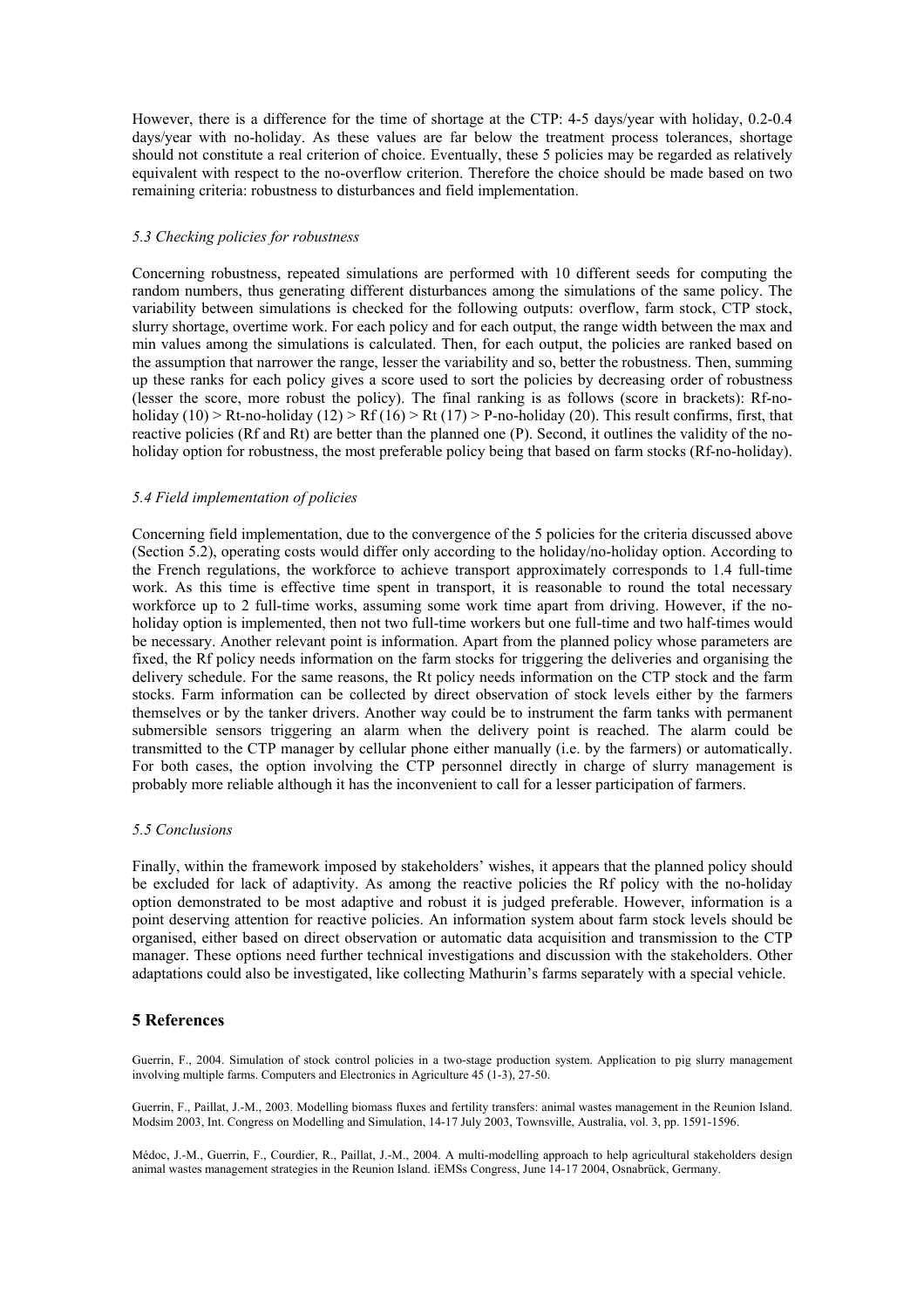However, there is a difference for the time of shortage at the CTP: 4-5 days/year with holiday, 0.2-0.4 days/year with no-holiday. As these values are far below the treatment process tolerances, shortage should not constitute a real criterion of choice. Eventually, these 5 policies may be regarded as relatively equivalent with respect to the no-overflow criterion. Therefore the choice should be made based on two remaining criteria: robustness to disturbances and field implementation.

### *5.3 Checking policies for robustness*

Concerning robustness, repeated simulations are performed with 10 different seeds for computing the random numbers, thus generating different disturbances among the simulations of the same policy. The variability between simulations is checked for the following outputs: overflow, farm stock, CTP stock, slurry shortage, overtime work. For each policy and for each output, the range width between the max and min values among the simulations is calculated. Then, for each output, the policies are ranked based on the assumption that narrower the range, lesser the variability and so, better the robustness. Then, summing up these ranks for each policy gives a score used to sort the policies by decreasing order of robustness (lesser the score, more robust the policy). The final ranking is as follows (score in brackets): Rf-no-holiday (10) > Rt-no-holiday (12) > Rf (16) > Rt (17) > P-no-holiday (20). This result confirms, first, that reactive policies (Rf and Rt) are better than the planned one (P). Second, it outlines the validity of the no-holiday option for robustness, the most preferable policy being that based on farm stocks (Rf-no-holiday).

### *5.4 Field implementation of policies*

Concerning field implementation, due to the convergence of the 5 policies for the criteria discussed above (Section 5.2), operating costs would differ only according to the holiday/no-holiday option. According to the French regulations, the workforce to achieve transport approximately corresponds to 1.4 full-time work. As this time is effective time spent in transport, it is reasonable to round the total necessary workforce up to 2 full-time works, assuming some work time apart from driving. However, if the no-holiday option is implemented, then not two full-time workers but one full-time and two half-times would be necessary. Another relevant point is information. Apart from the planned policy whose parameters are fixed, the Rf policy needs information on the farm stocks for triggering the deliveries and organising the delivery schedule. For the same reasons, the Rt policy needs information on the CTP stock and the farm stocks. Farm information can be collected by direct observation of stock levels either by the farmers themselves or by the tanker drivers. Another way could be to instrument the farm tanks with permanent submersible sensors triggering an alarm when the delivery point is reached. The alarm could be transmitted to the CTP manager by cellular phone either manually (i.e. by the farmers) or automatically. For both cases, the option involving the CTP personnel directly in charge of slurry management is probably more reliable although it has the inconvenient to call for a lesser participation of farmers.

### *5.5 Conclusions*

Finally, within the framework imposed by stakeholders' wishes, it appears that the planned policy should be excluded for lack of adaptivity. As among the reactive policies the Rf policy with the no-holiday option demonstrated to be most adaptive and robust it is judged preferable. However, information is a point deserving attention for reactive policies. An information system about farm stock levels should be organised, either based on direct observation or automatic data acquisition and transmission to the CTP manager. These options need further technical investigations and discussion with the stakeholders. Other adaptations could also be investigated, like collecting Mathurin's farms separately with a special vehicle.

## 5 References

Guerrin, F., 2004. Simulation of stock control policies in a two-stage production system. Application to pig slurry management involving multiple farms. Computers and Electronics in Agriculture 45 (1-3), 27-50.

Guerrin, F., Paillat, J.-M., 2003. Modelling biomass fluxes and fertility transfers: animal wastes management in the Reunion Island. Modsim 2003, Int. Congress on Modelling and Simulation, 14-17 July 2003, Townsville, Australia, vol. 3, pp. 1591-1596.

Médoc, J.-M., Guerrin, F., Courdier, R., Paillat, J.-M., 2004. A multi-modelling approach to help agricultural stakeholders design animal wastes management strategies in the Reunion Island. iEMSs Congress, June 14-17 2004, Osnabrück, Germany.